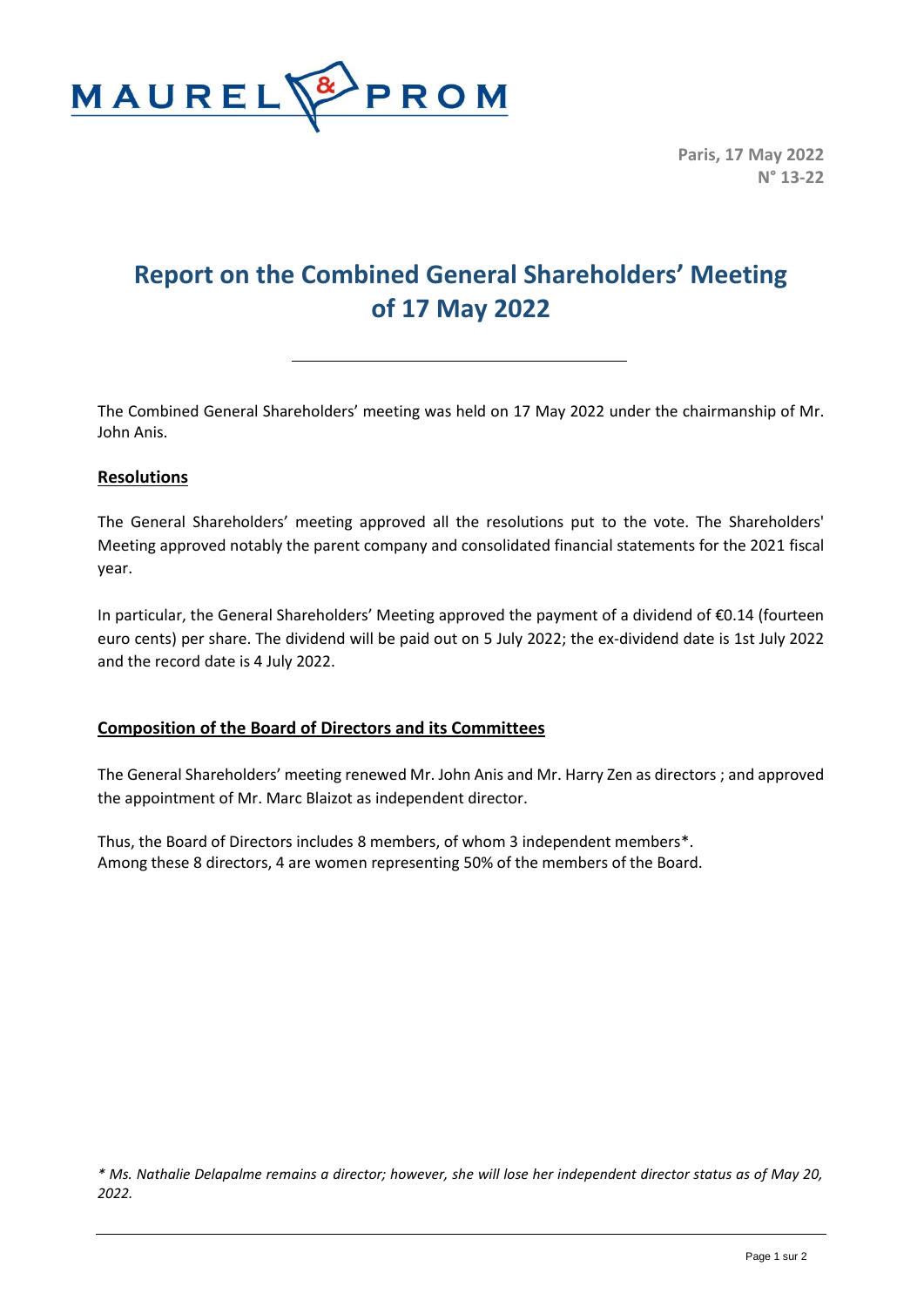MAUREL & PROM

Paris, 17 May 2022
N° 13-22

# Report on the Combined General Shareholders' Meeting of 17 May 2022

The Combined General Shareholders' meeting was held on 17 May 2022 under the chairmanship of Mr. John Anis.

## Resolutions

The General Shareholders' meeting approved all the resolutions put to the vote. The Shareholders' Meeting approved notably the parent company and consolidated financial statements for the 2021 fiscal year.

In particular, the General Shareholders' Meeting approved the payment of a dividend of €0.14 (fourteen euro cents) per share. The dividend will be paid out on 5 July 2022; the ex-dividend date is 1st July 2022 and the record date is 4 July 2022.

## Composition of the Board of Directors and its Committees

The General Shareholders' meeting renewed Mr. John Anis and Mr. Harry Zen as directors ; and approved the appointment of Mr. Marc Blaizot as independent director.

Thus, the Board of Directors includes 8 members, of whom 3 independent members*.
Among these 8 directors, 4 are women representing 50% of the members of the Board.

*\* Ms. Nathalie Delapalme remains a director; however, she will lose her independent director status as of May 20, 2022.*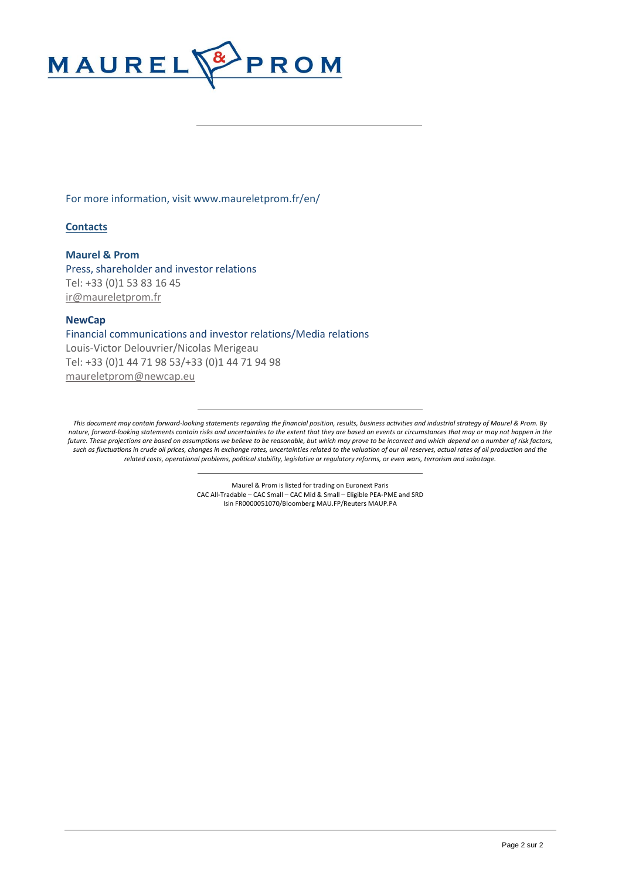For more information, visit www.maureletprom.fr/en/

**Contacts**

**Maurel & Prom**
Press, shareholder and investor relations
Tel: +33 (0)1 53 83 16 45
ir@maureletprom.fr

**NewCap**
Financial communications and investor relations/Media relations
Louis-Victor Delouvrier/Nicolas Merigeau
Tel: +33 (0)1 44 71 98 53/+33 (0)1 44 71 94 98
maureletprom@newcap.eu

---

*This document may contain forward-looking statements regarding the financial position, results, business activities and industrial strategy of Maurel & Prom. By nature, forward-looking statements contain risks and uncertainties to the extent that they are based on events or circumstances that may or may not happen in the future. These projections are based on assumptions we believe to be reasonable, but which may prove to be incorrect and which depend on a number of risk factors, such as fluctuations in crude oil prices, changes in exchange rates, uncertainties related to the valuation of our oil reserves, actual rates of oil production and the related costs, operational problems, political stability, legislative or regulatory reforms, or even wars, terrorism and sabotage.*

---

Maurel & Prom is listed for trading on Euronext Paris
CAC All-Tradable – CAC Small – CAC Mid & Small – Eligible PEA-PME and SRD
Isin FR0000051070/Bloomberg MAU.FP/Reuters MAUP.PA